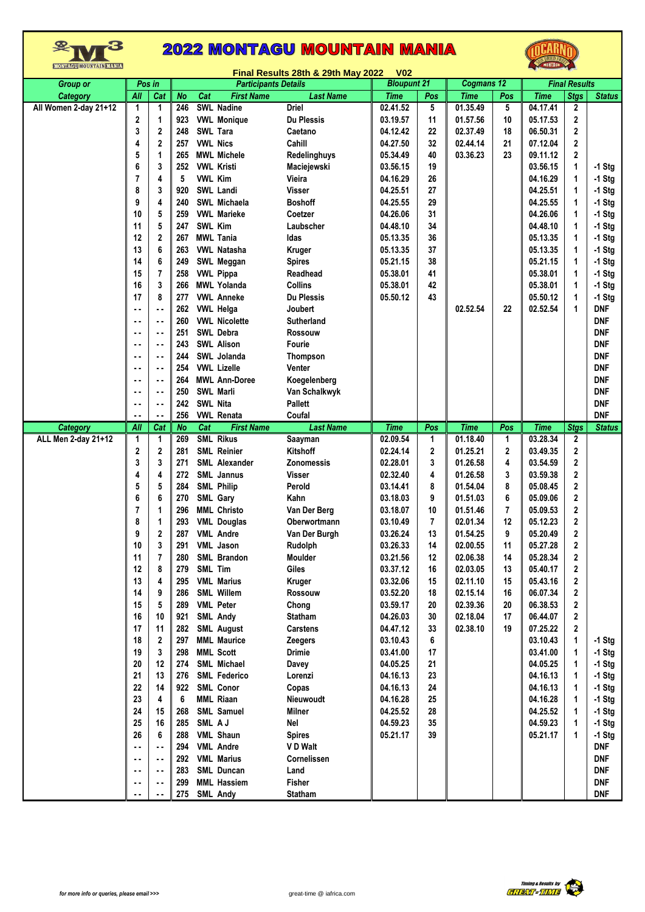# 2022 MONTAGU MOUNTAIN MANIA

### Final Results 28th & 29th May 2022 V02

| Group or Category | Pos in All | Pos in Cat | No | Cat | First Name | Last Name | Blouput 21 Time | Blouput 21 Pos | Cogmans 12 Time | Cogmans 12 Pos | Final Results Time | Stgs | Status |
|---|---|---|---|---|---|---|---|---|---|---|---|---|---|
| All Women 2-day 21+12 | 1 | 1 | 246 | SWL | Nadine | Driel | 02.41.52 | 5 | 01.35.49 | 5 | 04.17.41 | 2 | |
| | 2 | 1 | 923 | VWL | Monique | Du Plessis | 03.19.57 | 11 | 01.57.56 | 10 | 05.17.53 | 2 | |
| | 3 | 2 | 248 | SWL | Tara | Caetano | 04.12.42 | 22 | 02.37.49 | 18 | 06.50.31 | 2 | |
| | 4 | 2 | 257 | VWL | Nics | Cahill | 04.27.50 | 32 | 02.44.14 | 21 | 07.12.04 | 2 | |
| | 5 | 1 | 265 | MWL | Michele | Redelinghuys | 05.34.49 | 40 | 03.36.23 | 23 | 09.11.12 | 2 | |
| | 6 | 3 | 252 | VWL | Kristi | Maciejewski | 03.56.15 | 19 | | | 03.56.15 | 1 | -1 Stg |
| | 7 | 4 | 5 | VWL | Kim | Vieira | 04.16.29 | 26 | | | 04.16.29 | 1 | -1 Stg |
| | 8 | 3 | 920 | SWL | Landi | Visser | 04.25.51 | 27 | | | 04.25.51 | 1 | -1 Stg |
| | 9 | 4 | 240 | SWL | Michaela | Boshoff | 04.25.55 | 29 | | | 04.25.55 | 1 | -1 Stg |
| | 10 | 5 | 259 | VWL | Marieke | Coetzer | 04.26.06 | 31 | | | 04.26.06 | 1 | -1 Stg |
| | 11 | 5 | 247 | SWL | Kim | Laubscher | 04.48.10 | 34 | | | 04.48.10 | 1 | -1 Stg |
| | 12 | 2 | 267 | MWL | Tania | Idas | 05.13.35 | 36 | | | 05.13.35 | 1 | -1 Stg |
| | 13 | 6 | 263 | VWL | Natasha | Kruger | 05.13.35 | 37 | | | 05.13.35 | 1 | -1 Stg |
| | 14 | 6 | 249 | SWL | Meggan | Spires | 05.21.15 | 38 | | | 05.21.15 | 1 | -1 Stg |
| | 15 | 7 | 258 | VWL | Pippa | Readhead | 05.38.01 | 41 | | | 05.38.01 | 1 | -1 Stg |
| | 16 | 3 | 266 | MWL | Yolanda | Collins | 05.38.01 | 42 | | | 05.38.01 | 1 | -1 Stg |
| | 17 | 8 | 277 | VWL | Anneke | Du Plessis | 05.50.12 | 43 | | | 05.50.12 | 1 | -1 Stg |
| | -- | -- | 262 | VWL | Helga | Joubert | | | 02.52.54 | 22 | 02.52.54 | 1 | DNF |
| | -- | -- | 260 | VWL | Nicolette | Sutherland | | | | | | | DNF |
| | -- | -- | 251 | SWL | Debra | Rossouw | | | | | | | DNF |
| | -- | -- | 243 | SWL | Alison | Fourie | | | | | | | DNF |
| | -- | -- | 244 | SWL | Jolanda | Thompson | | | | | | | DNF |
| | -- | -- | 254 | VWL | Lizelle | Venter | | | | | | | DNF |
| | -- | -- | 264 | MWL | Ann-Doree | Koegelenberg | | | | | | | DNF |
| | -- | -- | 250 | SWL | Marli | Van Schalkwyk | | | | | | | DNF |
| | -- | -- | 242 | SWL | Nita | Pallett | | | | | | | DNF |
| | -- | -- | 256 | VWL | Renata | Coufal | | | | | | | DNF |
| **Category** | **All** | **Cat** | **No** | **Cat** | **First Name** | **Last Name** | **Time** | **Pos** | **Time** | **Pos** | **Time** | **Stgs** | **Status** |
| ALL Men 2-day 21+12 | 1 | 1 | 269 | SML | Rikus | Saayman | 02.09.54 | 1 | 01.18.40 | 1 | 03.28.34 | 2 | |
| | 2 | 2 | 281 | SML | Reinier | Kitshoff | 02.24.14 | 2 | 01.25.21 | 2 | 03.49.35 | 2 | |
| | 3 | 3 | 271 | SML | Alexander | Zonomessis | 02.28.01 | 3 | 01.26.58 | 4 | 03.54.59 | 2 | |
| | 4 | 4 | 272 | SML | Jannus | Visser | 02.32.40 | 4 | 01.26.58 | 3 | 03.59.38 | 2 | |
| | 5 | 5 | 284 | SML | Philip | Perold | 03.14.41 | 8 | 01.54.04 | 8 | 05.08.45 | 2 | |
| | 6 | 6 | 270 | SML | Gary | Kahn | 03.18.03 | 9 | 01.51.03 | 6 | 05.09.06 | 2 | |
| | 7 | 1 | 296 | MML | Christo | Van Der Berg | 03.18.07 | 10 | 01.51.46 | 7 | 05.09.53 | 2 | |
| | 8 | 1 | 293 | VML | Douglas | Oberwortmann | 03.10.49 | 7 | 02.01.34 | 12 | 05.12.23 | 2 | |
| | 9 | 2 | 287 | VML | Andre | Van Der Burgh | 03.26.24 | 13 | 01.54.25 | 9 | 05.20.49 | 2 | |
| | 10 | 3 | 291 | VML | Jason | Rudolph | 03.26.33 | 14 | 02.00.55 | 11 | 05.27.28 | 2 | |
| | 11 | 7 | 280 | SML | Brandon | Moulder | 03.21.56 | 12 | 02.06.38 | 14 | 05.28.34 | 2 | |
| | 12 | 8 | 279 | SML | Tim | Giles | 03.37.12 | 16 | 02.03.05 | 13 | 05.40.17 | 2 | |
| | 13 | 4 | 295 | VML | Marius | Kruger | 03.32.06 | 15 | 02.11.10 | 15 | 05.43.16 | 2 | |
| | 14 | 9 | 286 | SML | Willem | Rossouw | 03.52.20 | 18 | 02.15.14 | 16 | 06.07.34 | 2 | |
| | 15 | 5 | 289 | VML | Peter | Chong | 03.59.17 | 20 | 02.39.36 | 20 | 06.38.53 | 2 | |
| | 16 | 10 | 921 | SML | Andy | Statham | 04.26.03 | 30 | 02.18.04 | 17 | 06.44.07 | 2 | |
| | 17 | 11 | 282 | SML | August | Carstens | 04.47.12 | 33 | 02.38.10 | 19 | 07.25.22 | 2 | |
| | 18 | 2 | 297 | MML | Maurice | Zeegers | 03.10.43 | 6 | | | 03.10.43 | 1 | -1 Stg |
| | 19 | 3 | 298 | MML | Scott | Drimie | 03.41.00 | 17 | | | 03.41.00 | 1 | -1 Stg |
| | 20 | 12 | 274 | SML | Michael | Davey | 04.05.25 | 21 | | | 04.05.25 | 1 | -1 Stg |
| | 21 | 13 | 276 | SML | Federico | Lorenzi | 04.16.13 | 23 | | | 04.16.13 | 1 | -1 Stg |
| | 22 | 14 | 922 | SML | Conor | Copas | 04.16.13 | 24 | | | 04.16.13 | 1 | -1 Stg |
| | 23 | 4 | 6 | MML | Riaan | Nieuwoudt | 04.16.28 | 25 | | | 04.16.28 | 1 | -1 Stg |
| | 24 | 15 | 268 | SML | Samuel | Milner | 04.25.52 | 28 | | | 04.25.52 | 1 | -1 Stg |
| | 25 | 16 | 285 | SML | A J | Nel | 04.59.23 | 35 | | | 04.59.23 | 1 | -1 Stg |
| | 26 | 6 | 288 | VML | Shaun | Spires | 05.21.17 | 39 | | | 05.21.17 | 1 | -1 Stg |
| | -- | -- | 294 | VML | Andre | V D Walt | | | | | | | DNF |
| | -- | -- | 292 | VML | Marius | Cornelissen | | | | | | | DNF |
| | -- | -- | 283 | SML | Duncan | Land | | | | | | | DNF |
| | -- | -- | 299 | MML | Hassiem | Fisher | | | | | | | DNF |
| | -- | -- | 275 | SML | Andy | Statham | | | | | | | DNF |

for more info or queries, please email >>> great-time @ iafrica.com

Timing & Results by GREAT-TIME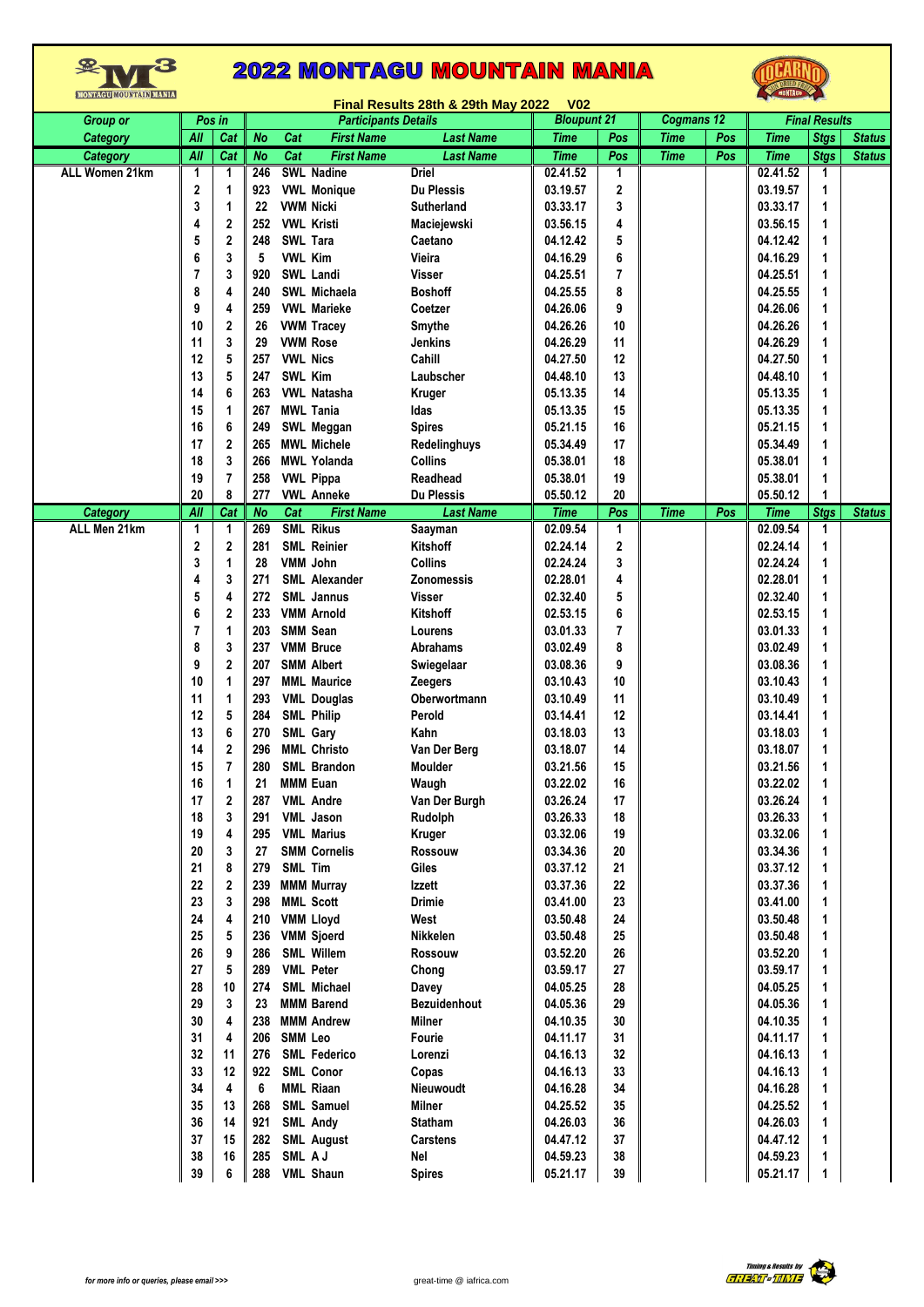# 2022 MONTAGU MOUNTAIN MANIA

**Final Results 28th & 29th May 2022 V02**

| Group or Category | Pos in All | Pos in Cat | No | Cat | First Name | Last Name | Blouputnt 21 Time | Blouputnt 21 Pos | Cogmans 12 Time | Cogmans 12 Pos | Final Results Time | Stgs | Status |
|---|---|---|---|---|---|---|---|---|---|---|---|---|---|
| Category | All | Cat | No | Cat | First Name | Last Name | Time | Pos | Time | Pos | Time | Stgs | Status |
| ALL Women 21km | 1 | 1 | 246 | SWL | Nadine | Driel | 02.41.52 | 1 | | | 02.41.52 | 1 | |
| | 2 | 1 | 923 | VWL | Monique | Du Plessis | 03.19.57 | 2 | | | 03.19.57 | 1 | |
| | 3 | 1 | 22 | VWM | Nicki | Sutherland | 03.33.17 | 3 | | | 03.33.17 | 1 | |
| | 4 | 2 | 252 | VWL | Kristi | Maciejewski | 03.56.15 | 4 | | | 03.56.15 | 1 | |
| | 5 | 2 | 248 | SWL | Tara | Caetano | 04.12.42 | 5 | | | 04.12.42 | 1 | |
| | 6 | 3 | 5 | VWL | Kim | Vieira | 04.16.29 | 6 | | | 04.16.29 | 1 | |
| | 7 | 3 | 920 | SWL | Landi | Visser | 04.25.51 | 7 | | | 04.25.51 | 1 | |
| | 8 | 4 | 240 | SWL | Michaela | Boshoff | 04.25.55 | 8 | | | 04.25.55 | 1 | |
| | 9 | 4 | 259 | VWL | Marieke | Coetzer | 04.26.06 | 9 | | | 04.26.06 | 1 | |
| | 10 | 2 | 26 | VWM | Tracey | Smythe | 04.26.26 | 10 | | | 04.26.26 | 1 | |
| | 11 | 3 | 29 | VWM | Rose | Jenkins | 04.26.29 | 11 | | | 04.26.29 | 1 | |
| | 12 | 5 | 257 | VWL | Nics | Cahill | 04.27.50 | 12 | | | 04.27.50 | 1 | |
| | 13 | 5 | 247 | SWL | Kim | Laubscher | 04.48.10 | 13 | | | 04.48.10 | 1 | |
| | 14 | 6 | 263 | VWL | Natasha | Kruger | 05.13.35 | 14 | | | 05.13.35 | 1 | |
| | 15 | 1 | 267 | MWL | Tania | Idas | 05.13.35 | 15 | | | 05.13.35 | 1 | |
| | 16 | 6 | 249 | SWL | Meggan | Spires | 05.21.15 | 16 | | | 05.21.15 | 1 | |
| | 17 | 2 | 265 | MWL | Michele | Redelinghuys | 05.34.49 | 17 | | | 05.34.49 | 1 | |
| | 18 | 3 | 266 | MWL | Yolanda | Collins | 05.38.01 | 18 | | | 05.38.01 | 1 | |
| | 19 | 7 | 258 | VWL | Pippa | Readhead | 05.38.01 | 19 | | | 05.38.01 | 1 | |
| | 20 | 8 | 277 | VWL | Anneke | Du Plessis | 05.50.12 | 20 | | | 05.50.12 | 1 | |
| Category | All | Cat | No | Cat | First Name | Last Name | Time | Pos | Time | Pos | Time | Stgs | Status |
| ALL Men 21km | 1 | 1 | 269 | SML | Rikus | Saayman | 02.09.54 | 1 | | | 02.09.54 | 1 | |
| | 2 | 2 | 281 | SML | Reinier | Kitshoff | 02.24.14 | 2 | | | 02.24.14 | 1 | |
| | 3 | 1 | 28 | VMM | John | Collins | 02.24.24 | 3 | | | 02.24.24 | 1 | |
| | 4 | 3 | 271 | SML | Alexander | Zonomessis | 02.28.01 | 4 | | | 02.28.01 | 1 | |
| | 5 | 4 | 272 | SML | Jannus | Visser | 02.32.40 | 5 | | | 02.32.40 | 1 | |
| | 6 | 2 | 233 | VMM | Arnold | Kitshoff | 02.53.15 | 6 | | | 02.53.15 | 1 | |
| | 7 | 1 | 203 | SMM | Sean | Lourens | 03.01.33 | 7 | | | 03.01.33 | 1 | |
| | 8 | 3 | 237 | VMM | Bruce | Abrahams | 03.02.49 | 8 | | | 03.02.49 | 1 | |
| | 9 | 2 | 207 | SMM | Albert | Swiegelaar | 03.08.36 | 9 | | | 03.08.36 | 1 | |
| | 10 | 1 | 297 | MML | Maurice | Zeegers | 03.10.43 | 10 | | | 03.10.43 | 1 | |
| | 11 | 1 | 293 | VML | Douglas | Oberwortmann | 03.10.49 | 11 | | | 03.10.49 | 1 | |
| | 12 | 5 | 284 | SML | Philip | Perold | 03.14.41 | 12 | | | 03.14.41 | 1 | |
| | 13 | 6 | 270 | SML | Gary | Kahn | 03.18.03 | 13 | | | 03.18.03 | 1 | |
| | 14 | 2 | 296 | MML | Christo | Van Der Berg | 03.18.07 | 14 | | | 03.18.07 | 1 | |
| | 15 | 7 | 280 | SML | Brandon | Moulder | 03.21.56 | 15 | | | 03.21.56 | 1 | |
| | 16 | 1 | 21 | MMM | Euan | Waugh | 03.22.02 | 16 | | | 03.22.02 | 1 | |
| | 17 | 2 | 287 | VML | Andre | Van Der Burgh | 03.26.24 | 17 | | | 03.26.24 | 1 | |
| | 18 | 3 | 291 | VML | Jason | Rudolph | 03.26.33 | 18 | | | 03.26.33 | 1 | |
| | 19 | 4 | 295 | VML | Marius | Kruger | 03.32.06 | 19 | | | 03.32.06 | 1 | |
| | 20 | 3 | 27 | SMM | Cornelis | Rossouw | 03.34.36 | 20 | | | 03.34.36 | 1 | |
| | 21 | 8 | 279 | SML | Tim | Giles | 03.37.12 | 21 | | | 03.37.12 | 1 | |
| | 22 | 2 | 239 | MMM | Murray | Izzett | 03.37.36 | 22 | | | 03.37.36 | 1 | |
| | 23 | 3 | 298 | MML | Scott | Drimie | 03.41.00 | 23 | | | 03.41.00 | 1 | |
| | 24 | 4 | 210 | VMM | Lloyd | West | 03.50.48 | 24 | | | 03.50.48 | 1 | |
| | 25 | 5 | 236 | VMM | Sjoerd | Nikkelen | 03.50.48 | 25 | | | 03.50.48 | 1 | |
| | 26 | 9 | 286 | SML | Willem | Rossouw | 03.52.20 | 26 | | | 03.52.20 | 1 | |
| | 27 | 5 | 289 | VML | Peter | Chong | 03.59.17 | 27 | | | 03.59.17 | 1 | |
| | 28 | 10 | 274 | SML | Michael | Davey | 04.05.25 | 28 | | | 04.05.25 | 1 | |
| | 29 | 3 | 23 | MMM | Barend | Bezuidenhout | 04.05.36 | 29 | | | 04.05.36 | 1 | |
| | 30 | 4 | 238 | MMM | Andrew | Milner | 04.10.35 | 30 | | | 04.10.35 | 1 | |
| | 31 | 4 | 206 | SMM | Leo | Fourie | 04.11.17 | 31 | | | 04.11.17 | 1 | |
| | 32 | 11 | 276 | SML | Federico | Lorenzi | 04.16.13 | 32 | | | 04.16.13 | 1 | |
| | 33 | 12 | 922 | SML | Conor | Copas | 04.16.13 | 33 | | | 04.16.13 | 1 | |
| | 34 | 4 | 6 | MML | Riaan | Nieuwoudt | 04.16.28 | 34 | | | 04.16.28 | 1 | |
| | 35 | 13 | 268 | SML | Samuel | Milner | 04.25.52 | 35 | | | 04.25.52 | 1 | |
| | 36 | 14 | 921 | SML | Andy | Statham | 04.26.03 | 36 | | | 04.26.03 | 1 | |
| | 37 | 15 | 282 | SML | August | Carstens | 04.47.12 | 37 | | | 04.47.12 | 1 | |
| | 38 | 16 | 285 | SML | A J | Nel | 04.59.23 | 38 | | | 04.59.23 | 1 | |
| | 39 | 6 | 288 | VML | Shaun | Spires | 05.21.17 | 39 | | | 05.21.17 | 1 | |

for more info or queries, please email >>> great-time @ iafrica.com

Timing & Results by GREAT-TIME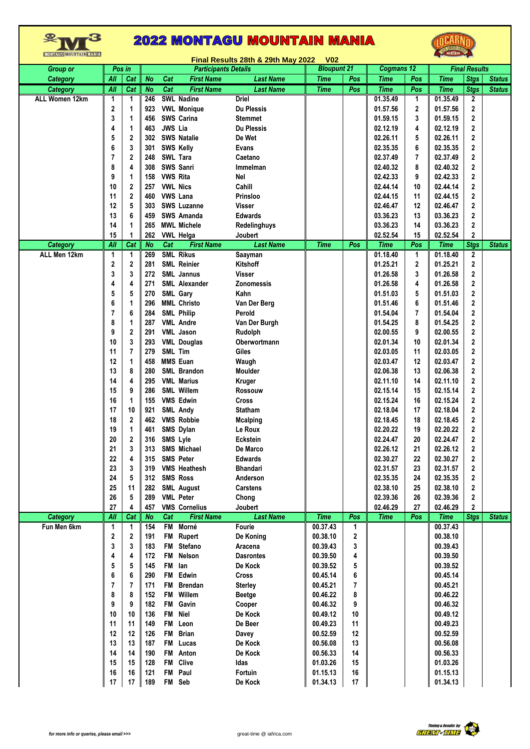# 2022 MONTAGU MOUNTAIN MANIA

**Final Results 28th & 29th May 2022 V02**

| Group or Category | Pos in All | Cat | No | Cat | First Name | Last Name | Blouput 21 Time | Pos | Cogmans 12 Time | Pos | Final Results Time | Stgs | Status |
|---|---|---|---|---|---|---|---|---|---|---|---|---|---|
| **Category** | **All** | **Cat** | **No** | **Cat** | **First Name** | **Last Name** | **Time** | **Pos** | **Time** | **Pos** | **Time** | **Stgs** | **Status** |
| ALL Women 12km | 1 | 1 | 246 | SWL | Nadine | Driel | | | 01.35.49 | 1 | 01.35.49 | 2 | |
| | 2 | 1 | 923 | VWL | Monique | Du Plessis | | | 01.57.56 | 2 | 01.57.56 | 2 | |
| | 3 | 1 | 456 | SWS | Carina | Stemmet | | | 01.59.15 | 3 | 01.59.15 | 2 | |
| | 4 | 1 | 463 | JWS | Lia | Du Plessis | | | 02.12.19 | 4 | 02.12.19 | 2 | |
| | 5 | 2 | 302 | SWS | Natalie | De Wet | | | 02.26.11 | 5 | 02.26.11 | 2 | |
| | 6 | 3 | 301 | SWS | Kelly | Evans | | | 02.35.35 | 6 | 02.35.35 | 2 | |
| | 7 | 2 | 248 | SWL | Tara | Caetano | | | 02.37.49 | 7 | 02.37.49 | 2 | |
| | 8 | 4 | 308 | SWS | Sanri | Immelman | | | 02.40.32 | 8 | 02.40.32 | 2 | |
| | 9 | 1 | 158 | VWS | Rita | Nel | | | 02.42.33 | 9 | 02.42.33 | 2 | |
| | 10 | 2 | 257 | VWL | Nics | Cahill | | | 02.44.14 | 10 | 02.44.14 | 2 | |
| | 11 | 2 | 460 | VWS | Lana | Prinsloo | | | 02.44.15 | 11 | 02.44.15 | 2 | |
| | 12 | 5 | 303 | SWS | Luzanne | Visser | | | 02.46.47 | 12 | 02.46.47 | 2 | |
| | 13 | 6 | 459 | SWS | Amanda | Edwards | | | 03.36.23 | 13 | 03.36.23 | 2 | |
| | 14 | 1 | 265 | MWL | Michele | Redelinghuys | | | 03.36.23 | 14 | 03.36.23 | 2 | |
| | 15 | 1 | 262 | VWL | Helga | Joubert | | | 02.52.54 | 15 | 02.52.54 | 2 | |
| **Category** | **All** | **Cat** | **No** | **Cat** | **First Name** | **Last Name** | **Time** | **Pos** | **Time** | **Pos** | **Time** | **Stgs** | **Status** |
| ALL Men 12km | 1 | 1 | 269 | SML | Rikus | Saayman | | | 01.18.40 | 1 | 01.18.40 | 2 | |
| | 2 | 2 | 281 | SML | Reinier | Kitshoff | | | 01.25.21 | 2 | 01.25.21 | 2 | |
| | 3 | 3 | 272 | SML | Jannus | Visser | | | 01.26.58 | 3 | 01.26.58 | 2 | |
| | 4 | 4 | 271 | SML | Alexander | Zonomessis | | | 01.26.58 | 4 | 01.26.58 | 2 | |
| | 5 | 5 | 270 | SML | Gary | Kahn | | | 01.51.03 | 5 | 01.51.03 | 2 | |
| | 6 | 1 | 296 | MML | Christo | Van Der Berg | | | 01.51.46 | 6 | 01.51.46 | 2 | |
| | 7 | 6 | 284 | SML | Philip | Perold | | | 01.54.04 | 7 | 01.54.04 | 2 | |
| | 8 | 1 | 287 | VML | Andre | Van Der Burgh | | | 01.54.25 | 8 | 01.54.25 | 2 | |
| | 9 | 2 | 291 | VML | Jason | Rudolph | | | 02.00.55 | 9 | 02.00.55 | 2 | |
| | 10 | 3 | 293 | VML | Douglas | Oberwortmann | | | 02.01.34 | 10 | 02.01.34 | 2 | |
| | 11 | 7 | 279 | SML | Tim | Giles | | | 02.03.05 | 11 | 02.03.05 | 2 | |
| | 12 | 1 | 458 | MMS | Euan | Waugh | | | 02.03.47 | 12 | 02.03.47 | 2 | |
| | 13 | 8 | 280 | SML | Brandon | Moulder | | | 02.06.38 | 13 | 02.06.38 | 2 | |
| | 14 | 4 | 295 | VML | Marius | Kruger | | | 02.11.10 | 14 | 02.11.10 | 2 | |
| | 15 | 9 | 286 | SML | Willem | Rossouw | | | 02.15.14 | 15 | 02.15.14 | 2 | |
| | 16 | 1 | 155 | VMS | Edwin | Cross | | | 02.15.24 | 16 | 02.15.24 | 2 | |
| | 17 | 10 | 921 | SML | Andy | Statham | | | 02.18.04 | 17 | 02.18.04 | 2 | |
| | 18 | 2 | 462 | VMS | Robbie | Mcalping | | | 02.18.45 | 18 | 02.18.45 | 2 | |
| | 19 | 1 | 461 | SMS | Dylan | Le Roux | | | 02.20.22 | 19 | 02.20.22 | 2 | |
| | 20 | 2 | 316 | SMS | Lyle | Eckstein | | | 02.24.47 | 20 | 02.24.47 | 2 | |
| | 21 | 3 | 313 | SMS | Michael | De Marco | | | 02.26.12 | 21 | 02.26.12 | 2 | |
| | 22 | 4 | 315 | SMS | Peter | Edwards | | | 02.30.27 | 22 | 02.30.27 | 2 | |
| | 23 | 3 | 319 | VMS | Heathesh | Bhandari | | | 02.31.57 | 23 | 02.31.57 | 2 | |
| | 24 | 5 | 312 | SMS | Ross | Anderson | | | 02.35.35 | 24 | 02.35.35 | 2 | |
| | 25 | 11 | 282 | SML | August | Carstens | | | 02.38.10 | 25 | 02.38.10 | 2 | |
| | 26 | 5 | 289 | VML | Peter | Chong | | | 02.39.36 | 26 | 02.39.36 | 2 | |
| | 27 | 4 | 457 | VMS | Cornelius | Joubert | | | 02.46.29 | 27 | 02.46.29 | 2 | |
| **Category** | **All** | **Cat** | **No** | **Cat** | **First Name** | **Last Name** | **Time** | **Pos** | **Time** | **Pos** | **Time** | **Stgs** | **Status** |
| Fun Men 6km | 1 | 1 | 154 | FM | Morné | Fourie | 00.37.43 | 1 | | | 00.37.43 | | |
| | 2 | 2 | 191 | FM | Rupert | De Koning | 00.38.10 | 2 | | | 00.38.10 | | |
| | 3 | 3 | 183 | FM | Stefano | Aracena | 00.39.43 | 3 | | | 00.39.43 | | |
| | 4 | 4 | 172 | FM | Nelson | Dasrontes | 00.39.50 | 4 | | | 00.39.50 | | |
| | 5 | 5 | 145 | FM | Ian | De Kock | 00.39.52 | 5 | | | 00.39.52 | | |
| | 6 | 6 | 290 | FM | Edwin | Cross | 00.45.14 | 6 | | | 00.45.14 | | |
| | 7 | 7 | 171 | FM | Brendan | Sterley | 00.45.21 | 7 | | | 00.45.21 | | |
| | 8 | 8 | 152 | FM | Willem | Beetge | 00.46.22 | 8 | | | 00.46.22 | | |
| | 9 | 9 | 182 | FM | Gavin | Cooper | 00.46.32 | 9 | | | 00.46.32 | | |
| | 10 | 10 | 136 | FM | Niel | De Kock | 00.49.12 | 10 | | | 00.49.12 | | |
| | 11 | 11 | 149 | FM | Leon | De Beer | 00.49.23 | 11 | | | 00.49.23 | | |
| | 12 | 12 | 126 | FM | Brian | Davey | 00.52.59 | 12 | | | 00.52.59 | | |
| | 13 | 13 | 187 | FM | Lucas | De Kock | 00.56.08 | 13 | | | 00.56.08 | | |
| | 14 | 14 | 190 | FM | Anton | De Kock | 00.56.33 | 14 | | | 00.56.33 | | |
| | 15 | 15 | 128 | FM | Clive | Idas | 01.03.26 | 15 | | | 01.03.26 | | |
| | 16 | 16 | 121 | FM | Paul | Fortuin | 01.15.13 | 16 | | | 01.15.13 | | |
| | 17 | 17 | 189 | FM | Seb | De Kock | 01.34.13 | 17 | | | 01.34.13 | | |

*for more info or queries, please email >>>* great-time @ iafrica.com

Timing & Results by GREAT-TIME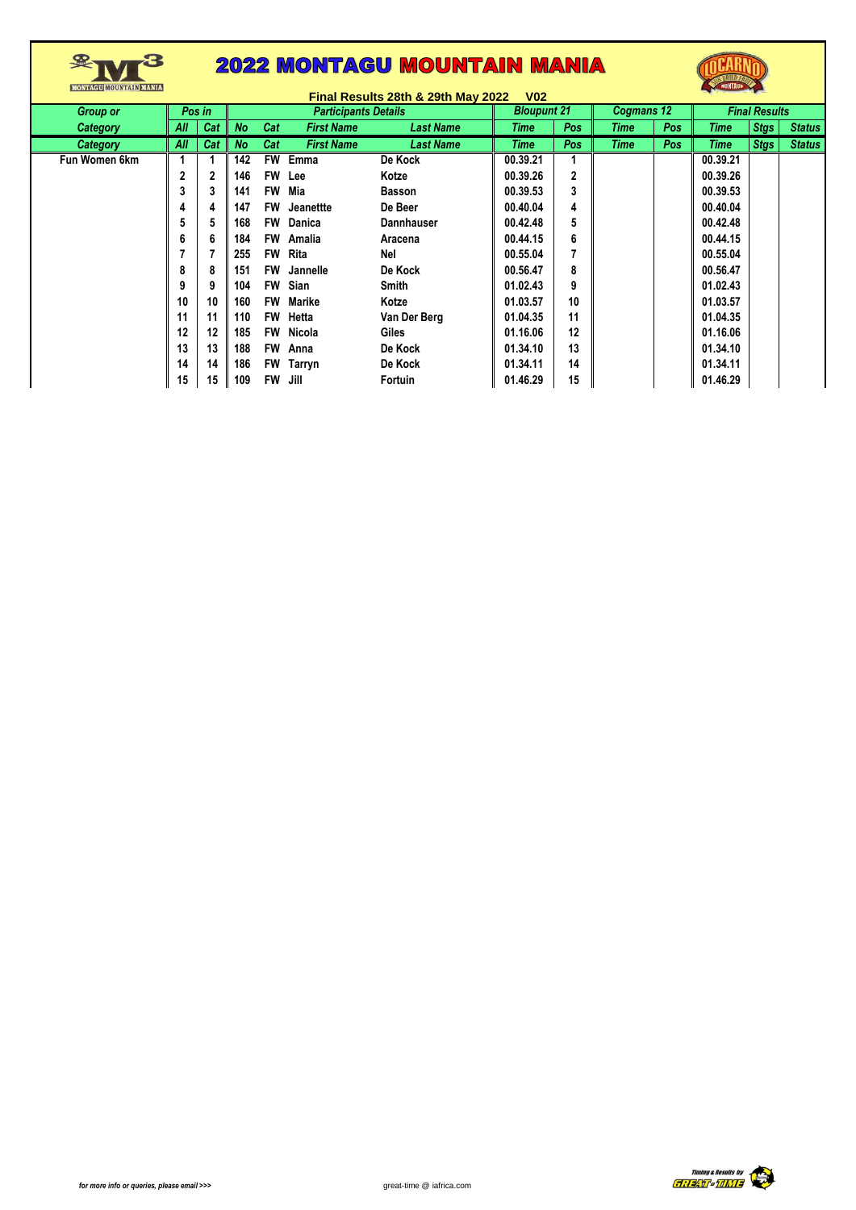# 2022 MONTAGU MOUNTAIN MANIA

**Final Results 28th & 29th May 2022 V02**

| Group or | Pos in | | Participants Details | | | | Blouputn 21 | | Cogmans 12 | | Final Results | | |
|---|---|---|---|---|---|---|---|---|---|---|---|---|---|
| Category | All | Cat | No | Cat | First Name | Last Name | Time | Pos | Time | Pos | Time | Stgs | Status |
| Category | All | Cat | No | Cat | First Name | Last Name | Time | Pos | Time | Pos | Time | Stgs | Status |
| Fun Women 6km | 1 | 1 | 142 | FW | Emma | De Kock | 00.39.21 | 1 | | | 00.39.21 | | |
| | 2 | 2 | 146 | FW | Lee | Kotze | 00.39.26 | 2 | | | 00.39.26 | | |
| | 3 | 3 | 141 | FW | Mia | Basson | 00.39.53 | 3 | | | 00.39.53 | | |
| | 4 | 4 | 147 | FW | Jeanettte | De Beer | 00.40.04 | 4 | | | 00.40.04 | | |
| | 5 | 5 | 168 | FW | Danica | Dannhauser | 00.42.48 | 5 | | | 00.42.48 | | |
| | 6 | 6 | 184 | FW | Amalia | Aracena | 00.44.15 | 6 | | | 00.44.15 | | |
| | 7 | 7 | 255 | FW | Rita | Nel | 00.55.04 | 7 | | | 00.55.04 | | |
| | 8 | 8 | 151 | FW | Jannelle | De Kock | 00.56.47 | 8 | | | 00.56.47 | | |
| | 9 | 9 | 104 | FW | Sian | Smith | 01.02.43 | 9 | | | 01.02.43 | | |
| | 10 | 10 | 160 | FW | Marike | Kotze | 01.03.57 | 10 | | | 01.03.57 | | |
| | 11 | 11 | 110 | FW | Hetta | Van Der Berg | 01.04.35 | 11 | | | 01.04.35 | | |
| | 12 | 12 | 185 | FW | Nicola | Giles | 01.16.06 | 12 | | | 01.16.06 | | |
| | 13 | 13 | 188 | FW | Anna | De Kock | 01.34.10 | 13 | | | 01.34.10 | | |
| | 14 | 14 | 186 | FW | Tarryn | De Kock | 01.34.11 | 14 | | | 01.34.11 | | |
| | 15 | 15 | 109 | FW | Jill | Fortuin | 01.46.29 | 15 | | | 01.46.29 | | |

*for more info or queries, please email >>>* great-time @ iafrica.com

Timing & Results by GREAT-TIME